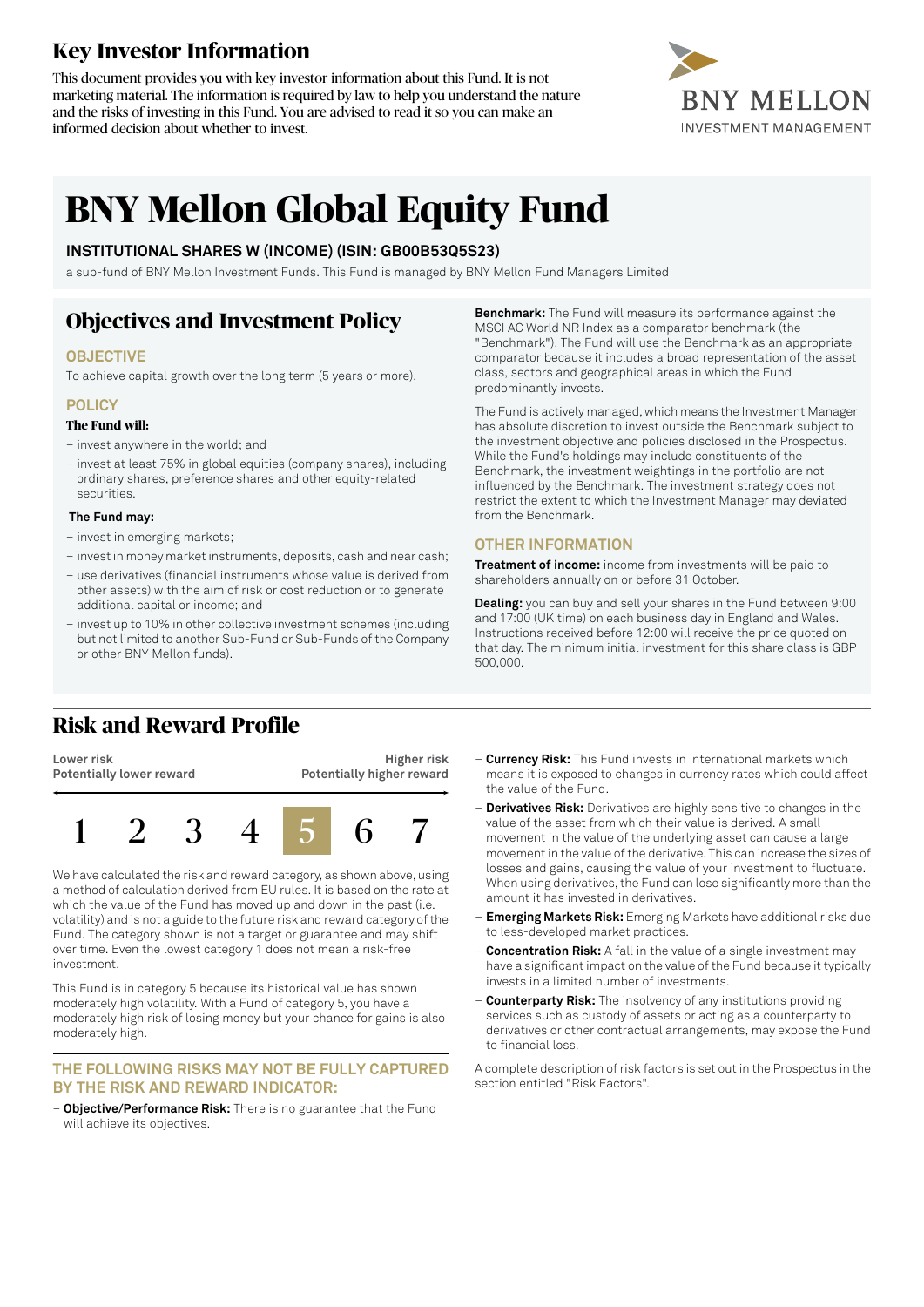# Key Investor Information

This document provides you with key investor information about this Fund. It is not marketing material. The information is required by law to help you understand the nature and the risks of investing in this Fund. You are advised to read it so you can make an informed decision about whether to invest.

BNY MELLON
INVESTMENT MANAGEMENT

# BNY Mellon Global Equity Fund

### INSTITUTIONAL SHARES W (INCOME) (ISIN: GB00B53Q5S23)

a sub-fund of BNY Mellon Investment Funds. This Fund is managed by BNY Mellon Fund Managers Limited

## Objectives and Investment Policy

### OBJECTIVE

To achieve capital growth over the long term (5 years or more).

### POLICY

**The Fund will:**

- invest anywhere in the world; and
- invest at least 75% in global equities (company shares), including ordinary shares, preference shares and other equity-related securities.

**The Fund may:**

- invest in emerging markets;
- invest in money market instruments, deposits, cash and near cash;
- use derivatives (financial instruments whose value is derived from other assets) with the aim of risk or cost reduction or to generate additional capital or income; and
- invest up to 10% in other collective investment schemes (including but not limited to another Sub-Fund or Sub-Funds of the Company or other BNY Mellon funds).

**Benchmark:** The Fund will measure its performance against the MSCI AC World NR Index as a comparator benchmark (the "Benchmark"). The Fund will use the Benchmark as an appropriate comparator because it includes a broad representation of the asset class, sectors and geographical areas in which the Fund predominantly invests.

The Fund is actively managed, which means the Investment Manager has absolute discretion to invest outside the Benchmark subject to the investment objective and policies disclosed in the Prospectus. While the Fund's holdings may include constituents of the Benchmark, the investment weightings in the portfolio are not influenced by the Benchmark. The investment strategy does not restrict the extent to which the Investment Manager may deviated from the Benchmark.

### OTHER INFORMATION

**Treatment of income:** income from investments will be paid to shareholders annually on or before 31 October.

**Dealing:** you can buy and sell your shares in the Fund between 9:00 and 17:00 (UK time) on each business day in England and Wales. Instructions received before 12:00 will receive the price quoted on that day. The minimum initial investment for this share class is GBP 500,000.

## Risk and Reward Profile

| Lower risk<br>Potentially lower reward | | | | | | Higher risk<br>Potentially higher reward |
|---|---|---|---|---|---|---|
| 1 | 2 | 3 | 4 | **5** | 6 | 7 |

We have calculated the risk and reward category, as shown above, using a method of calculation derived from EU rules. It is based on the rate at which the value of the Fund has moved up and down in the past (i.e. volatility) and is not a guide to the future risk and reward category of the Fund. The category shown is not a target or guarantee and may shift over time. Even the lowest category 1 does not mean a risk-free investment.

This Fund is in category 5 because its historical value has shown moderately high volatility. With a Fund of category 5, you have a moderately high risk of losing money but your chance for gains is also moderately high.

### THE FOLLOWING RISKS MAY NOT BE FULLY CAPTURED BY THE RISK AND REWARD INDICATOR:

- **Objective/Performance Risk:** There is no guarantee that the Fund will achieve its objectives.
- **Currency Risk:** This Fund invests in international markets which means it is exposed to changes in currency rates which could affect the value of the Fund.
- **Derivatives Risk:** Derivatives are highly sensitive to changes in the value of the asset from which their value is derived. A small movement in the value of the underlying asset can cause a large movement in the value of the derivative. This can increase the sizes of losses and gains, causing the value of your investment to fluctuate. When using derivatives, the Fund can lose significantly more than the amount it has invested in derivatives.
- **Emerging Markets Risk:** Emerging Markets have additional risks due to less-developed market practices.
- **Concentration Risk:** A fall in the value of a single investment may have a significant impact on the value of the Fund because it typically invests in a limited number of investments.
- **Counterparty Risk:** The insolvency of any institutions providing services such as custody of assets or acting as a counterparty to derivatives or other contractual arrangements, may expose the Fund to financial loss.

A complete description of risk factors is set out in the Prospectus in the section entitled "Risk Factors".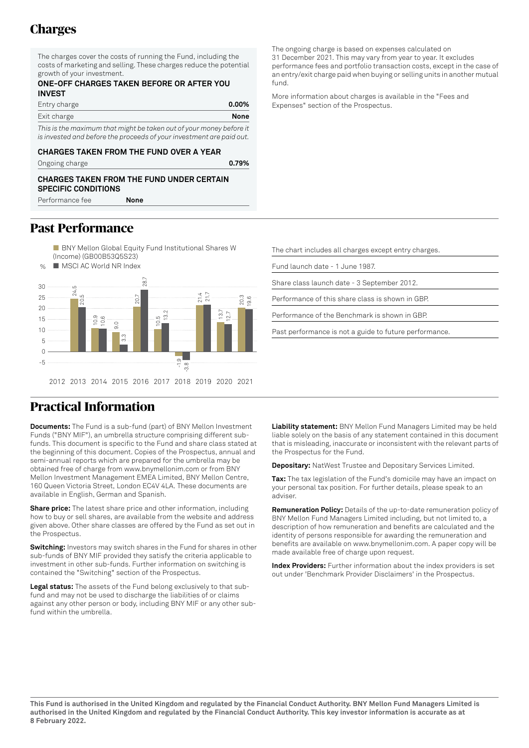## Charges

The charges cover the costs of running the Fund, including the costs of marketing and selling. These charges reduce the potential growth of your investment.

**ONE-OFF CHARGES TAKEN BEFORE OR AFTER YOU INVEST**

| | |
|---|---|
| Entry charge | **0.00%** |
| Exit charge | **None** |

*This is the maximum that might be taken out of your money before it is invested and before the proceeds of your investment are paid out.*

**CHARGES TAKEN FROM THE FUND OVER A YEAR**

| | |
|---|---|
| Ongoing charge | **0.79%** |

**CHARGES TAKEN FROM THE FUND UNDER CERTAIN SPECIFIC CONDITIONS**

| | |
|---|---|
| Performance fee | **None** |

The ongoing charge is based on expenses calculated on 31 December 2021. This may vary from year to year. It excludes performance fees and portfolio transaction costs, except in the case of an entry/exit charge paid when buying or selling units in another mutual fund.

More information about charges is available in the "Fees and Expenses" section of the Prospectus.

## Past Performance

BNY Mellon Global Equity Fund Institutional Shares W (Income) (GB00B53Q5S23)

MSCI AC World NR Index

%

30
25
20
15
10
5
0
-5

24.5 20.5
10.9 10.6
9.0 3.3
20.7 28.7
10.5 13.2
-1.9 -3.8
21.4 21.7
13.7 12.7
20.3 19.6

2012 2013 2014 2015 2016 2017 2018 2019 2020 2021

The chart includes all charges except entry charges.

Fund launch date - 1 June 1987.

Share class launch date - 3 September 2012.

Performance of this share class is shown in GBP.

Performance of the Benchmark is shown in GBP.

Past performance is not a guide to future performance.

## Practical Information

**Documents:** The Fund is a sub-fund (part) of BNY Mellon Investment Funds ("BNY MIF"), an umbrella structure comprising different sub-funds. This document is specific to the Fund and share class stated at the beginning of this document. Copies of the Prospectus, annual and semi-annual reports which are prepared for the umbrella may be obtained free of charge from www.bnymellonim.com or from BNY Mellon Investment Management EMEA Limited, BNY Mellon Centre, 160 Queen Victoria Street, London EC4V 4LA. These documents are available in English, German and Spanish.

**Share price:** The latest share price and other information, including how to buy or sell shares, are available from the website and address given above. Other share classes are offered by the Fund as set out in the Prospectus.

**Switching:** Investors may switch shares in the Fund for shares in other sub-funds of BNY MIF provided they satisfy the criteria applicable to investment in other sub-funds. Further information on switching is contained the "Switching" section of the Prospectus.

**Legal status:** The assets of the Fund belong exclusively to that sub-fund and may not be used to discharge the liabilities of or claims against any other person or body, including BNY MIF or any other sub-fund within the umbrella.

**Liability statement:** BNY Mellon Fund Managers Limited may be held liable solely on the basis of any statement contained in this document that is misleading, inaccurate or inconsistent with the relevant parts of the Prospectus for the Fund.

**Depositary:** NatWest Trustee and Depositary Services Limited.

**Tax:** The tax legislation of the Fund's domicile may have an impact on your personal tax position. For further details, please speak to an adviser.

**Remuneration Policy:** Details of the up-to-date remuneration policy of BNY Mellon Fund Managers Limited including, but not limited to, a description of how remuneration and benefits are calculated and the identity of persons responsible for awarding the remuneration and benefits are available on www.bnymellonim.com. A paper copy will be made available free of charge upon request.

**Index Providers:** Further information about the index providers is set out under 'Benchmark Provider Disclaimers' in the Prospectus.

**This Fund is authorised in the United Kingdom and regulated by the Financial Conduct Authority. BNY Mellon Fund Managers Limited is authorised in the United Kingdom and regulated by the Financial Conduct Authority. This key investor information is accurate as at 8 February 2022.**